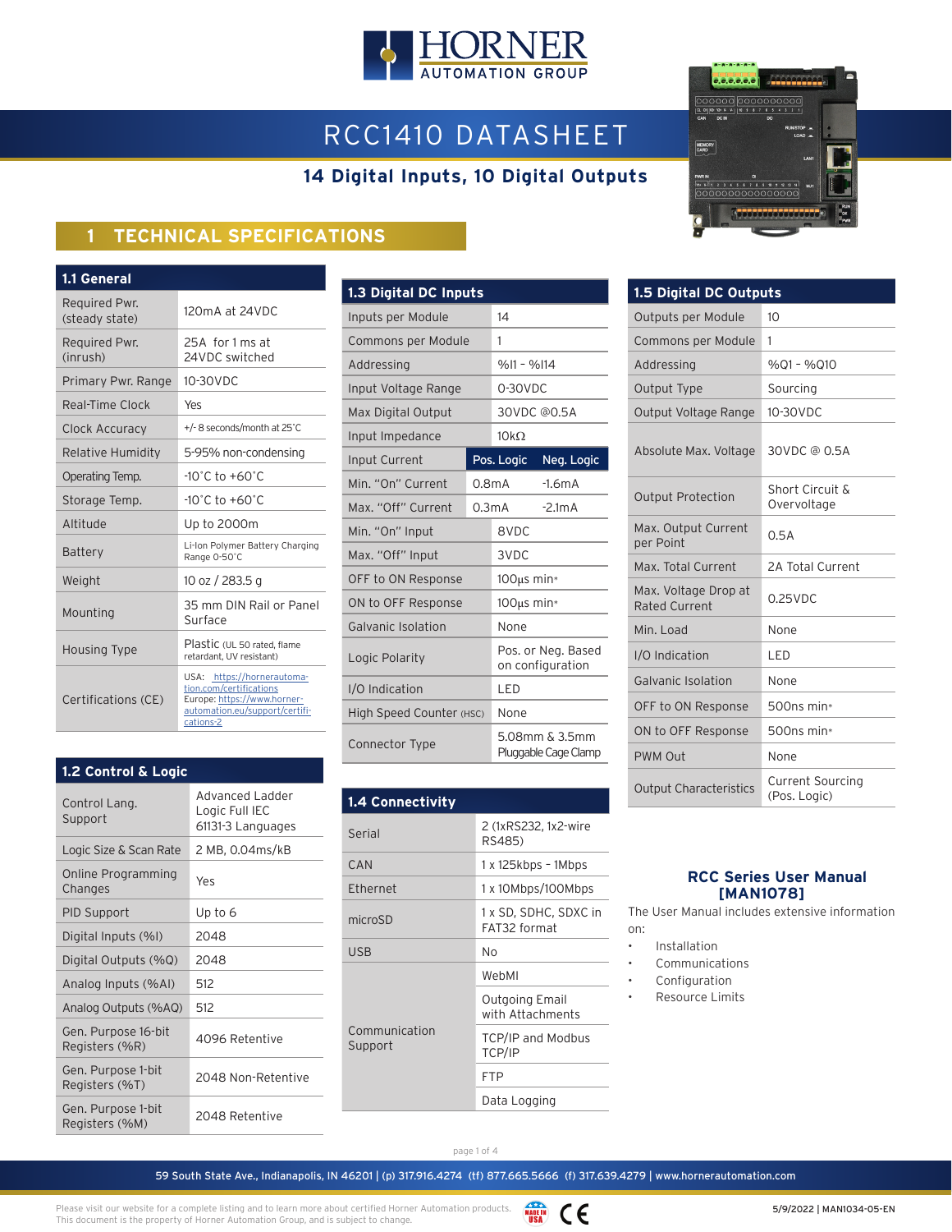# RCC1410 DATASHEET

### 14 Digital Inputs, 10 Digital Outputs

## 1 TECHNICAL SPECIFICATIONS

| 1.1 General | |
|---|---|
| Required Pwr. (steady state) | 120mA at 24VDC |
| Required Pwr. (inrush) | 25A for 1 ms at 24VDC switched |
| Primary Pwr. Range | 10-30VDC |
| Real-Time Clock | Yes |
| Clock Accuracy | +/- 8 seconds/month at 25°C |
| Relative Humidity | 5-95% non-condensing |
| Operating Temp. | -10°C to +60°C |
| Storage Temp. | -10°C to +60°C |
| Altitude | Up to 2000m |
| Battery | Li-Ion Polymer Battery Charging Range 0-50°C |
| Weight | 10 oz / 283.5 g |
| Mounting | 35 mm DIN Rail or Panel Surface |
| Housing Type | Plastic (UL 50 rated, flame retardant, UV resistant) |
| Certifications (CE) | USA: https://hornerautomation.com/certifications Europe: https://www.horner-automation.eu/support/certifications-2 |

| 1.2 Control & Logic | |
|---|---|
| Control Lang. Support | Advanced Ladder Logic Full IEC 61131-3 Languages |
| Logic Size & Scan Rate | 2 MB, 0.04ms/kB |
| Online Programming Changes | Yes |
| PID Support | Up to 6 |
| Digital Inputs (%I) | 2048 |
| Digital Outputs (%Q) | 2048 |
| Analog Inputs (%AI) | 512 |
| Analog Outputs (%AQ) | 512 |
| Gen. Purpose 16-bit Registers (%R) | 4096 Retentive |
| Gen. Purpose 1-bit Registers (%T) | 2048 Non-Retentive |
| Gen. Purpose 1-bit Registers (%M) | 2048 Retentive |

| 1.3 Digital DC Inputs | | |
|---|---|---|
| Inputs per Module | 14 | |
| Commons per Module | 1 | |
| Addressing | %I1 - %I14 | |
| Input Voltage Range | 0-30VDC | |
| Max Digital Output | 30VDC @0.5A | |
| Input Impedance | 10kΩ | |
| Input Current | Pos. Logic | Neg. Logic |
| Min. "On" Current | 0.8mA | -1.6mA |
| Max. "Off" Current | 0.3mA | -2.1mA |
| Min. "On" Input | 8VDC | |
| Max. "Off" Input | 3VDC | |
| OFF to ON Response | 100µs min* | |
| ON to OFF Response | 100µs min* | |
| Galvanic Isolation | None | |
| Logic Polarity | Pos. or Neg. Based on configuration | |
| I/O Indication | LED | |
| High Speed Counter (HSC) | None | |
| Connector Type | 5.08mm & 3.5mm Pluggable Cage Clamp | |

| 1.4 Connectivity | |
|---|---|
| Serial | 2 (1xRS232, 1x2-wire RS485) |
| CAN | 1 x 125kbps - 1Mbps |
| Ethernet | 1 x 10Mbps/100Mbps |
| microSD | 1 x SD, SDHC, SDXC in FAT32 format |
| USB | No |
| Communication Support | WebMI |
| | Outgoing Email with Attachments |
| | TCP/IP and Modbus TCP/IP |
| | FTP |
| | Data Logging |

| 1.5 Digital DC Outputs | |
|---|---|
| Outputs per Module | 10 |
| Commons per Module | 1 |
| Addressing | %Q1 - %Q10 |
| Output Type | Sourcing |
| Output Voltage Range | 10-30VDC |
| Absolute Max. Voltage | 30VDC @ 0.5A |
| Output Protection | Short Circuit & Overvoltage |
| Max. Output Current per Point | 0.5A |
| Max. Total Current | 2A Total Current |
| Max. Voltage Drop at Rated Current | 0.25VDC |
| Min. Load | None |
| I/O Indication | LED |
| Galvanic Isolation | None |
| OFF to ON Response | 500ns min* |
| ON to OFF Response | 500ns min* |
| PWM Out | None |
| Output Characteristics | Current Sourcing (Pos. Logic) |

### RCC Series User Manual [MAN1078]

The User Manual includes extensive information on:

- Installation
- Communications
- Configuration
- Resource Limits

59 South State Ave., Indianapolis, IN 46201 | (p) 317.916.4274 (tf) 877.665.5666 (f) 317.639.4279 | www.hornerautomation.com

Please visit our website for a complete listing and to learn more about certified Horner Automation products. This document is the property of Horner Automation Group, and is subject to change.

5/9/2022 | MAN1034-05-EN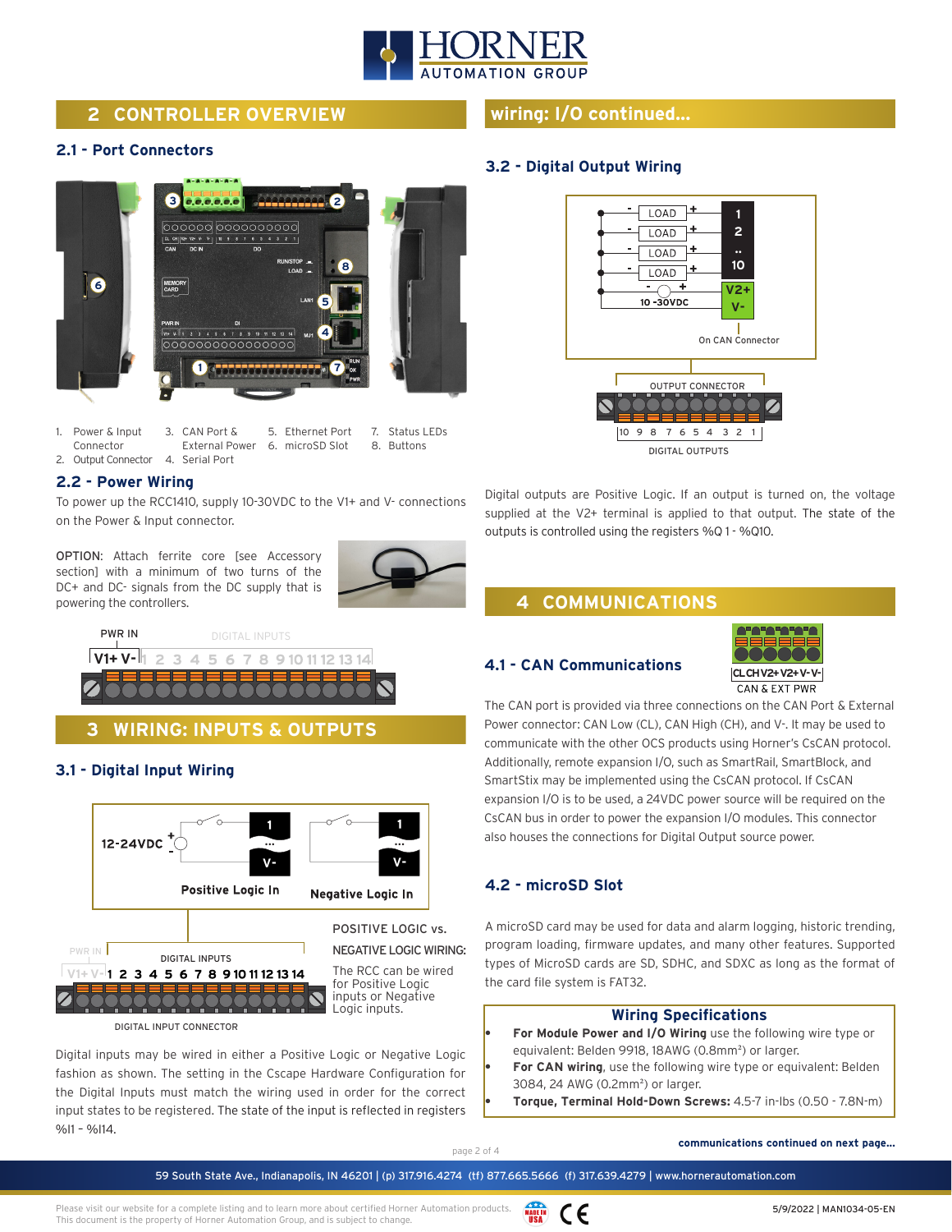## 2 CONTROLLER OVERVIEW

### 2.1 - Port Connectors

1. Power & Input Connector
2. Output Connector
3. CAN Port & External Power
4. Serial Port
5. Ethernet Port
6. microSD Slot
7. Status LEDs
8. Buttons

### 2.2 - Power Wiring

To power up the RCC1410, supply 10-30VDC to the V1+ and V- connections on the Power & Input connector.

OPTION: Attach ferrite core [see Accessory section] with a minimum of two turns of the DC+ and DC- signals from the DC supply that is powering the controllers.

PWR IN
DIGITAL INPUTS
V1+ V- 1 2 3 4 5 6 7 8 9 10 11 12 13 14

## 3 WIRING: INPUTS & OUTPUTS

### 3.1 - Digital Input Wiring

12-24VDC
Positive Logic In
Negative Logic In

PWR IN
DIGITAL INPUTS
V1+ V- 1 2 3 4 5 6 7 8 9 10 11 12 13 14
DIGITAL INPUT CONNECTOR

POSITIVE LOGIC vs. NEGATIVE LOGIC WIRING:
The RCC can be wired for Positive Logic inputs or Negative Logic inputs.

Digital inputs may be wired in either a Positive Logic or Negative Logic fashion as shown. The setting in the Cscape Hardware Configuration for the Digital Inputs must match the wiring used in order for the correct input states to be registered. The state of the input is reflected in registers %I1 - %I14.

## wiring: I/O continued...

### 3.2 - Digital Output Wiring

LOAD
10 -30VDC
V2+
V-
On CAN Connector

OUTPUT CONNECTOR
10 9 8 7 6 5 4 3 2 1
DIGITAL OUTPUTS

Digital outputs are Positive Logic. If an output is turned on, the voltage supplied at the V2+ terminal is applied to that output. The state of the outputs is controlled using the registers %Q 1 - %Q10.

## 4 COMMUNICATIONS

### 4.1 - CAN Communications

CL CH V2+ V2+ V- V-
CAN & EXT PWR

The CAN port is provided via three connections on the CAN Port & External Power connector: CAN Low (CL), CAN High (CH), and V-. It may be used to communicate with the other OCS products using Horner's CsCAN protocol. Additionally, remote expansion I/O, such as SmartRail, SmartBlock, and SmartStix may be implemented using the CsCAN protocol. If CsCAN expansion I/O is to be used, a 24VDC power source will be required on the CsCAN bus in order to power the expansion I/O modules. This connector also houses the connections for Digital Output source power.

### 4.2 - microSD Slot

A microSD card may be used for data and alarm logging, historic trending, program loading, firmware updates, and many other features. Supported types of MicroSD cards are SD, SDHC, and SDXC as long as the format of the card file system is FAT32.

**Wiring Specifications**

- **For Module Power and I/O Wiring** use the following wire type or equivalent: Belden 9918, 18AWG (0.8mm²) or larger.
- **For CAN wiring**, use the following wire type or equivalent: Belden 3084, 24 AWG (0.2mm²) or larger.
- **Torque, Terminal Hold-Down Screws:** 4.5-7 in-lbs (0.50 - 7.8N-m)

**communications continued on next page...**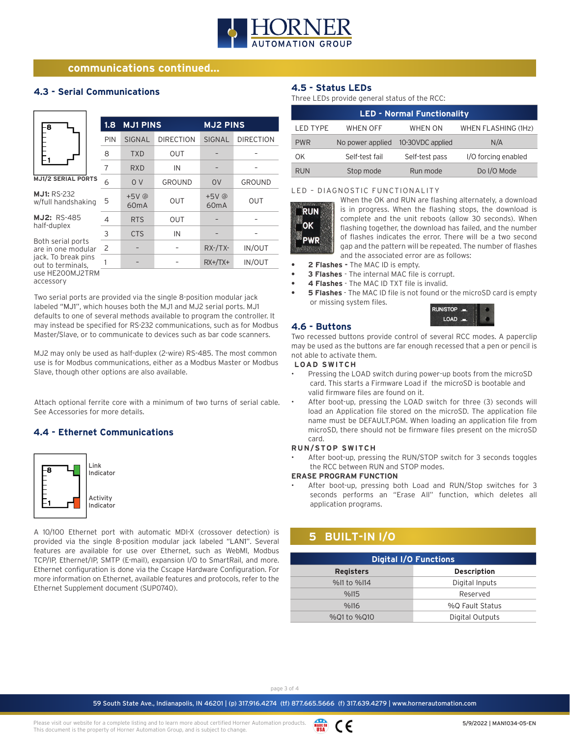## communications continued...

### 4.3 - Serial Communications

MJ1/2 SERIAL PORTS

**MJ1:** RS-232 w/full handshaking

**MJ2:** RS-485 half-duplex

Both serial ports are in one modular jack. To break pins out to terminals, use HE200MJ2TRM accessory

| 1.8 | MJ1 PINS | | MJ2 PINS | |
|---|---|---|---|---|
| PIN | SIGNAL | DIRECTION | SIGNAL | DIRECTION |
| 8 | TXD | OUT | - | - |
| 7 | RXD | IN | - | - |
| 6 | 0 V | GROUND | 0V | GROUND |
| 5 | +5V @ 60mA | OUT | +5V @ 60mA | OUT |
| 4 | RTS | OUT | - | - |
| 3 | CTS | IN | - | - |
| 2 | - | - | RX-/TX- | IN/OUT |
| 1 | - | - | RX+/TX+ | IN/OUT |

Two serial ports are provided via the single 8-position modular jack labeled "MJ1", which houses both the MJ1 and MJ2 serial ports. MJ1 defaults to one of several methods available to program the controller. It may instead be specified for RS-232 communications, such as for Modbus Master/Slave, or to communicate to devices such as bar code scanners.

MJ2 may only be used as half-duplex (2-wire) RS-485. The most common use is for Modbus communications, either as a Modbus Master or Modbus Slave, though other options are also available.

Attach optional ferrite core with a minimum of two turns of serial cable. See Accessories for more details.

### 4.4 - Ethernet Communications

Link Indicator

Activity Indicator

A 10/100 Ethernet port with automatic MDI-X (crossover detection) is provided via the single 8-position modular jack labeled "LAN1". Several features are available for use over Ethernet, such as WebMI, Modbus TCP/IP, Ethernet/IP, SMTP (E-mail), expansion I/O to SmartRail, and more. Ethernet configuration is done via the Cscape Hardware Configuration. For more information on Ethernet, available features and protocols, refer to the Ethernet Supplement document (SUP0740).

### 4.5 - Status LEDs

Three LEDs provide general status of the RCC:

| LED - Normal Functionality | | | |
|---|---|---|---|
| LED TYPE | WHEN OFF | WHEN ON | WHEN FLASHING (1Hz) |
| PWR | No power applied | 10-30VDC applied | N/A |
| OK | Self-test fail | Self-test pass | I/O forcing enabled |
| RUN | Stop mode | Run mode | Do I/O Mode |

LED - DIAGNOSTIC FUNCTIONALITY

When the OK and RUN are flashing alternately, a download is in progress. When the flashing stops, the download is complete and the unit reboots (allow 30 seconds). When flashing together, the download has failed, and the number of flashes indicates the error. There will be a two second gap and the pattern will be repeated. The number of flashes and the associated error are as follows:

- **2 Flashes -** The MAC ID is empty.
- **3 Flashes** - The internal MAC file is corrupt.
- **4 Flashes** - The MAC ID TXT file is invalid.
- **5 Flashes** - The MAC ID file is not found or the microSD card is empty or missing system files.

### 4.6 - Buttons

Two recessed buttons provide control of several RCC modes. A paperclip may be used as the buttons are far enough recessed that a pen or pencil is not able to activate them.

**LOAD SWITCH**

- Pressing the LOAD switch during power-up boots from the microSD card. This starts a Firmware Load if the microSD is bootable and valid firmware files are found on it.
- After boot-up, pressing the LOAD switch for three (3) seconds will load an Application file stored on the microSD. The application file name must be DEFAULT.PGM. When loading an application file from microSD, there should not be firmware files present on the microSD card.

**RUN/STOP SWITCH**

- After boot-up, pressing the RUN/STOP switch for 3 seconds toggles the RCC between RUN and STOP modes.

**ERASE PROGRAM FUNCTION**

- After boot-up, pressing both Load and RUN/Stop switches for 3 seconds performs an "Erase All" function, which deletes all application programs.

## 5 BUILT-IN I/O

| Digital I/O Functions | |
|---|---|
| **Registers** | **Description** |
| %I1 to %I14 | Digital Inputs |
| %I15 | Reserved |
| %I16 | %Q Fault Status |
| %Q1 to %Q10 | Digital Outputs |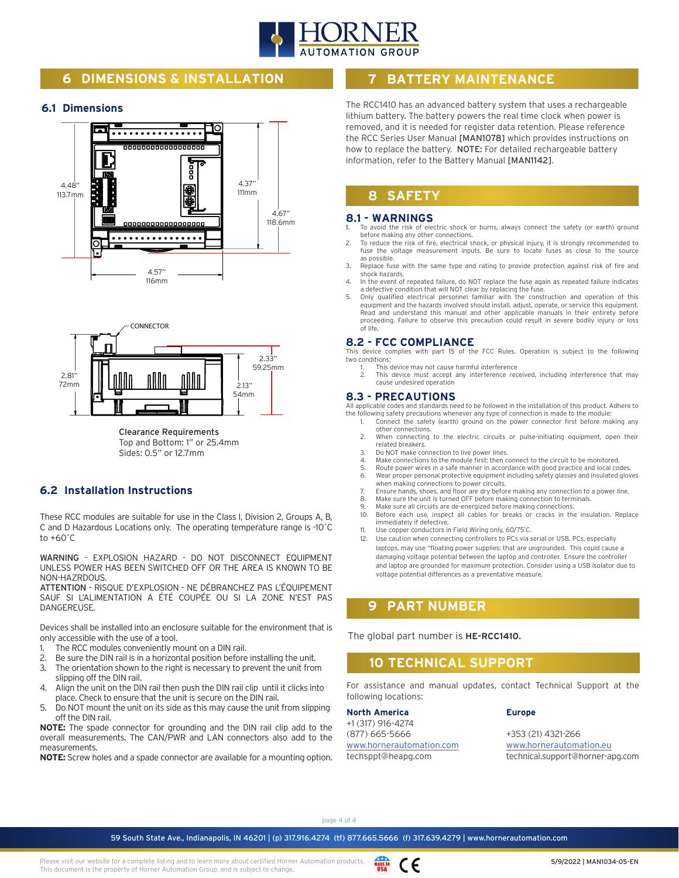## 6 DIMENSIONS & INSTALLATION

### 6.1 Dimensions

4.48"
113.7mm

4.37"
111mm

4.67"
118.6mm

4.57"
116mm

CONNECTOR

2.81"
72mm

2.33"
59.25mm

2.13"
54mm

**Clearance Requirements**
Top and Bottom: 1" or 25.4mm
Sides: 0.5" or 12.7mm

### 6.2 Installation Instructions

These RCC modules are suitable for use in the Class I, Division 2, Groups A, B, C and D Hazardous Locations only. The operating temperature range is -10°C to +60°C

WARNING - EXPLOSION HAZARD - DO NOT DISCONNECT EQUIPMENT UNLESS POWER HAS BEEN SWITCHED OFF OR THE AREA IS KNOWN TO BE NON-HAZRDOUS.
ATTENTION - RISQUE D'EXPLOSION - NE DÉBRANCHEZ PAS L'ÉQUIPEMENT SAUF SI L'ALIMENTATION A ÉTÉ COUPÉE OU SI LA ZONE N'EST PAS DANGEREUSE.

Devices shall be installed into an enclosure suitable for the environment that is only accessible with the use of a tool.

1. The RCC modules conveniently mount on a DIN rail.
2. Be sure the DIN rail is in a horizontal position before installing the unit.
3. The orientation shown to the right is necessary to prevent the unit from slipping off the DIN rail.
4. Align the unit on the DIN rail then push the DIN rail clip until it clicks into place. Check to ensure that the unit is secure on the DIN rail.
5. Do NOT mount the unit on its side as this may cause the unit from slipping off the DIN rail.

**NOTE:** The spade connector for grounding and the DIN rail clip add to the overall measurements. The CAN/PWR and LAN connectors also add to the measurements.
**NOTE:** Screw holes and a spade connector are available for a mounting option.

## 7 BATTERY MAINTENANCE

The RCC1410 has an advanced battery system that uses a rechargeable lithium battery. The battery powers the real time clock when power is removed, and it is needed for register data retention. Please reference the RCC Series User Manual **[MAN1078]** which provides instructions on how to replace the battery. **NOTE:** For detailed rechargeable battery information, refer to the Battery Manual **[MAN1142]**.

## 8 SAFETY

### 8.1 - WARNINGS

1. To avoid the risk of electric shock or burns, always connect the safety (or earth) ground before making any other connections.
2. To reduce the risk of fire, electrical shock, or physical injury, it is strongly recommended to fuse the voltage measurement inputs. Be sure to locate fuses as close to the source as possible.
3. Replace fuse with the same type and rating to provide protection against risk of fire and shock hazards.
4. In the event of repeated failure, do NOT replace the fuse again as repeated failure indicates a defective condition that will NOT clear by replacing the fuse.
5. Only qualified electrical personnel familiar with the construction and operation of this equipment and the hazards involved should install, adjust, operate, or service this equipment. Read and understand this manual and other applicable manuals in their entirety before proceeding. Failure to observe this precaution could result in severe bodily injury or loss of life.

### 8.2 - FCC COMPLIANCE

This device complies with part 15 of the FCC Rules. Operation is subject to the following two conditions:

1. This device may not cause harmful interference
2. This device must accept any interference received, including interference that may cause undesired operation

### 8.3 - PRECAUTIONS

All applicable codes and standards need to be followed in the installation of this product. Adhere to the following safety precautions whenever any type of connection is made to the module:

1. Connect the safety (earth) ground on the power connector first before making any other connections.
2. When connecting to the electric circuits or pulse-initiating equipment, open their related breakers.
3. Do NOT make connection to live power lines.
4. Make connections to the module first; then connect to the circuit to be monitored.
5. Route power wires in a safe manner in accordance with good practice and local codes.
6. Wear proper personal protective equipment including safety glasses and insulated gloves when making connections to power circuits.
7. Ensure hands, shoes, and floor are dry before making any connection to a power line.
8. Make sure the unit is turned OFF before making connection to terminals.
9. Make sure all circuits are de-energized before making connections.
10. Before each use, inspect all cables for breaks or cracks in the insulation. Replace immediately if defective.
11. Use copper conductors in Field Wiring only, 60/75°C.
12. Use caution when connecting controllers to PCs via serial or USB. PCs, especially laptops, may use "floating power supplies: that are ungrounded. This could cause a damaging voltage potential between the laptop and controller. Ensure the controller and laptop are grounded for maximum protection. Consider using a USB isolator due to voltage potential differences as a preventative measure.

## 9 PART NUMBER

The global part number is **HE-RCC1410.**

## 10 TECHNICAL SUPPORT

For assistance and manual updates, contact Technical Support at the following locations:

**North America**
+1 (317) 916-4274
(877) 665-5666
www.hornerautomation.com
techsppt@heapg.com

**Europe**
+353 (21) 4321-266
www.hornerautomation.eu
technical.support@horner-apg.com

59 South State Ave., Indianapolis, IN 46201 | (p) 317.916.4274 (tf) 877.665.5666 (f) 317.639.4279 | www.hornerautomation.com

Please visit our website for a complete listing and to learn more about certified Horner Automation products.
This document is the property of Horner Automation Group, and is subject to change.

5/9/2022 | MAN1034-05-EN